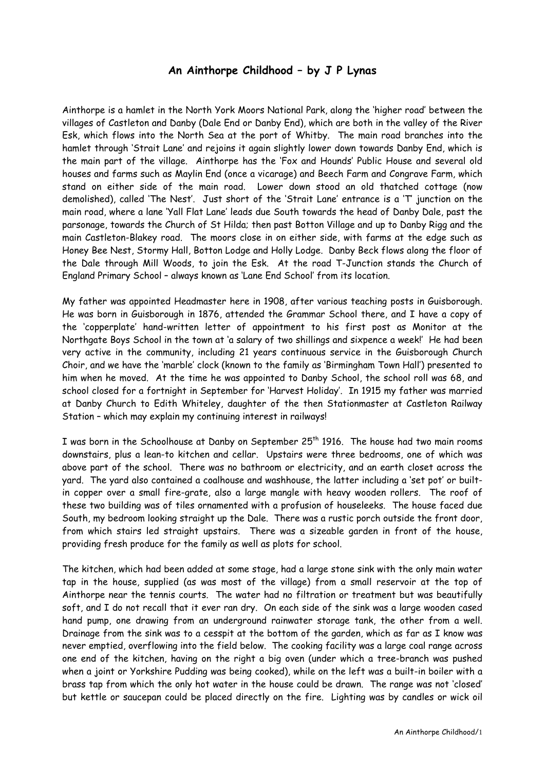# An Ainthorpe Childhood – by J P Lynas

Ainthorpe is a hamlet in the North York Moors National Park, along the 'higher road' between the villages of Castleton and Danby (Dale End or Danby End), which are both in the valley of the River Esk, which flows into the North Sea at the port of Whitby. The main road branches into the hamlet through 'Strait Lane' and rejoins it again slightly lower down towards Danby End, which is the main part of the village. Ainthorpe has the 'Fox and Hounds' Public House and several old houses and farms such as Maylin End (once a vicarage) and Beech Farm and Congrave Farm, which stand on either side of the main road. Lower down stood an old thatched cottage (now demolished), called 'The Nest'. Just short of the 'Strait Lane' entrance is a 'T' junction on the main road, where a lane 'Yall Flat Lane' leads due South towards the head of Danby Dale, past the parsonage, towards the Church of St Hilda; then past Botton Village and up to Danby Rigg and the main Castleton-Blakey road. The moors close in on either side, with farms at the edge such as Honey Bee Nest, Stormy Hall, Botton Lodge and Holly Lodge. Danby Beck flows along the floor of the Dale through Mill Woods, to join the Esk. At the road T-Junction stands the Church of England Primary School – always known as 'Lane End School' from its location.

My father was appointed Headmaster here in 1908, after various teaching posts in Guisborough. He was born in Guisborough in 1876, attended the Grammar School there, and I have a copy of the 'copperplate' hand-written letter of appointment to his first post as Monitor at the Northgate Boys School in the town at 'a salary of two shillings and sixpence a week!' He had been very active in the community, including 21 years continuous service in the Guisborough Church Choir, and we have the 'marble' clock (known to the family as 'Birmingham Town Hall') presented to him when he moved. At the time he was appointed to Danby School, the school roll was 68, and school closed for a fortnight in September for 'Harvest Holiday'. In 1915 my father was married at Danby Church to Edith Whiteley, daughter of the then Stationmaster at Castleton Railway Station – which may explain my continuing interest in railways!

I was born in the Schoolhouse at Danby on September 25th 1916. The house had two main rooms downstairs, plus a lean-to kitchen and cellar. Upstairs were three bedrooms, one of which was above part of the school. There was no bathroom or electricity, and an earth closet across the yard. The yard also contained a coalhouse and washhouse, the latter including a 'set pot' or built-in copper over a small fire-grate, also a large mangle with heavy wooden rollers. The roof of these two building was of tiles ornamented with a profusion of houseleeks. The house faced due South, my bedroom looking straight up the Dale. There was a rustic porch outside the front door, from which stairs led straight upstairs. There was a sizeable garden in front of the house, providing fresh produce for the family as well as plots for school.

The kitchen, which had been added at some stage, had a large stone sink with the only main water tap in the house, supplied (as was most of the village) from a small reservoir at the top of Ainthorpe near the tennis courts. The water had no filtration or treatment but was beautifully soft, and I do not recall that it ever ran dry. On each side of the sink was a large wooden cased hand pump, one drawing from an underground rainwater storage tank, the other from a well. Drainage from the sink was to a cesspit at the bottom of the garden, which as far as I know was never emptied, overflowing into the field below. The cooking facility was a large coal range across one end of the kitchen, having on the right a big oven (under which a tree-branch was pushed when a joint or Yorkshire Pudding was being cooked), while on the left was a built-in boiler with a brass tap from which the only hot water in the house could be drawn. The range was not 'closed' but kettle or saucepan could be placed directly on the fire. Lighting was by candles or wick oil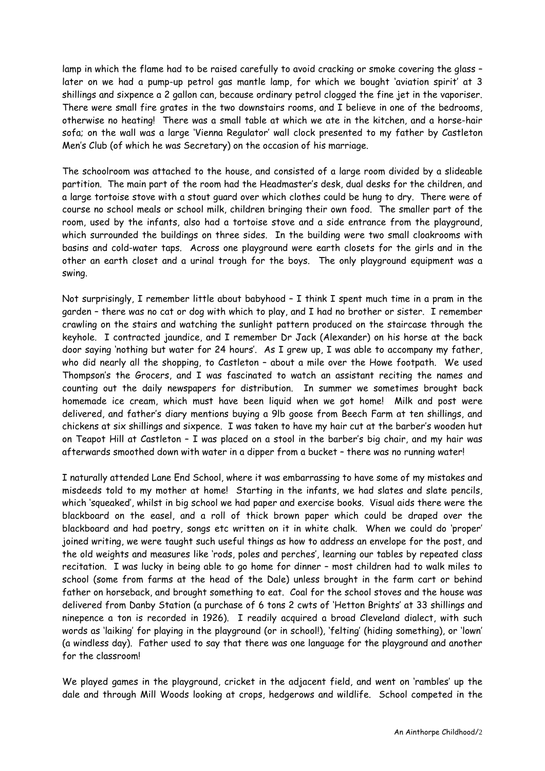lamp in which the flame had to be raised carefully to avoid cracking or smoke covering the glass – later on we had a pump-up petrol gas mantle lamp, for which we bought 'aviation spirit' at 3 shillings and sixpence a 2 gallon can, because ordinary petrol clogged the fine jet in the vaporiser. There were small fire grates in the two downstairs rooms, and I believe in one of the bedrooms, otherwise no heating! There was a small table at which we ate in the kitchen, and a horse-hair sofa; on the wall was a large 'Vienna Regulator' wall clock presented to my father by Castleton Men's Club (of which he was Secretary) on the occasion of his marriage.

The schoolroom was attached to the house, and consisted of a large room divided by a slideable partition. The main part of the room had the Headmaster's desk, dual desks for the children, and a large tortoise stove with a stout guard over which clothes could be hung to dry. There were of course no school meals or school milk, children bringing their own food. The smaller part of the room, used by the infants, also had a tortoise stove and a side entrance from the playground, which surrounded the buildings on three sides. In the building were two small cloakrooms with basins and cold-water taps. Across one playground were earth closets for the girls and in the other an earth closet and a urinal trough for the boys. The only playground equipment was a swing.

Not surprisingly, I remember little about babyhood – I think I spent much time in a pram in the garden – there was no cat or dog with which to play, and I had no brother or sister. I remember crawling on the stairs and watching the sunlight pattern produced on the staircase through the keyhole. I contracted jaundice, and I remember Dr Jack (Alexander) on his horse at the back door saying 'nothing but water for 24 hours'. As I grew up, I was able to accompany my father, who did nearly all the shopping, to Castleton – about a mile over the Howe footpath. We used Thompson's the Grocers, and I was fascinated to watch an assistant reciting the names and counting out the daily newspapers for distribution. In summer we sometimes brought back homemade ice cream, which must have been liquid when we got home! Milk and post were delivered, and father's diary mentions buying a 9lb goose from Beech Farm at ten shillings, and chickens at six shillings and sixpence. I was taken to have my hair cut at the barber's wooden hut on Teapot Hill at Castleton – I was placed on a stool in the barber's big chair, and my hair was afterwards smoothed down with water in a dipper from a bucket – there was no running water!

I naturally attended Lane End School, where it was embarrassing to have some of my mistakes and misdeeds told to my mother at home! Starting in the infants, we had slates and slate pencils, which 'squeaked', whilst in big school we had paper and exercise books. Visual aids there were the blackboard on the easel, and a roll of thick brown paper which could be draped over the blackboard and had poetry, songs etc written on it in white chalk. When we could do 'proper' joined writing, we were taught such useful things as how to address an envelope for the post, and the old weights and measures like 'rods, poles and perches', learning our tables by repeated class recitation. I was lucky in being able to go home for dinner – most children had to walk miles to school (some from farms at the head of the Dale) unless brought in the farm cart or behind father on horseback, and brought something to eat. Coal for the school stoves and the house was delivered from Danby Station (a purchase of 6 tons 2 cwts of 'Hetton Brights' at 33 shillings and ninepence a ton is recorded in 1926). I readily acquired a broad Cleveland dialect, with such words as 'laiking' for playing in the playground (or in school!), 'felting' (hiding something), or 'lown' (a windless day). Father used to say that there was one language for the playground and another for the classroom!

We played games in the playground, cricket in the adjacent field, and went on 'rambles' up the dale and through Mill Woods looking at crops, hedgerows and wildlife. School competed in the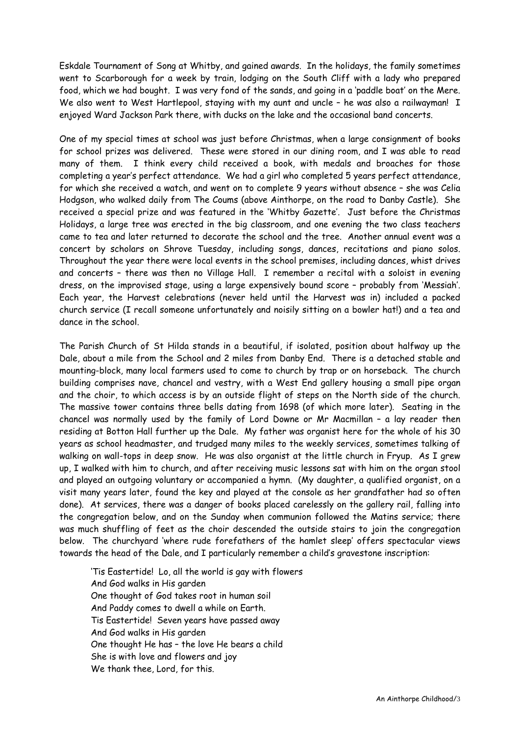Eskdale Tournament of Song at Whitby, and gained awards. In the holidays, the family sometimes went to Scarborough for a week by train, lodging on the South Cliff with a lady who prepared food, which we had bought. I was very fond of the sands, and going in a 'paddle boat' on the Mere. We also went to West Hartlepool, staying with my aunt and uncle – he was also a railwayman! I enjoyed Ward Jackson Park there, with ducks on the lake and the occasional band concerts.

One of my special times at school was just before Christmas, when a large consignment of books for school prizes was delivered. These were stored in our dining room, and I was able to read many of them. I think every child received a book, with medals and broaches for those completing a year's perfect attendance. We had a girl who completed 5 years perfect attendance, for which she received a watch, and went on to complete 9 years without absence – she was Celia Hodgson, who walked daily from The Coums (above Ainthorpe, on the road to Danby Castle). She received a special prize and was featured in the 'Whitby Gazette'. Just before the Christmas Holidays, a large tree was erected in the big classroom, and one evening the two class teachers came to tea and later returned to decorate the school and the tree. Another annual event was a concert by scholars on Shrove Tuesday, including songs, dances, recitations and piano solos. Throughout the year there were local events in the school premises, including dances, whist drives and concerts – there was then no Village Hall. I remember a recital with a soloist in evening dress, on the improvised stage, using a large expensively bound score – probably from 'Messiah'. Each year, the Harvest celebrations (never held until the Harvest was in) included a packed church service (I recall someone unfortunately and noisily sitting on a bowler hat!) and a tea and dance in the school.

The Parish Church of St Hilda stands in a beautiful, if isolated, position about halfway up the Dale, about a mile from the School and 2 miles from Danby End. There is a detached stable and mounting-block, many local farmers used to come to church by trap or on horseback. The church building comprises nave, chancel and vestry, with a West End gallery housing a small pipe organ and the choir, to which access is by an outside flight of steps on the North side of the church. The massive tower contains three bells dating from 1698 (of which more later). Seating in the chancel was normally used by the family of Lord Downe or Mr Macmillan – a lay reader then residing at Botton Hall further up the Dale. My father was organist here for the whole of his 30 years as school headmaster, and trudged many miles to the weekly services, sometimes talking of walking on wall-tops in deep snow. He was also organist at the little church in Fryup. As I grew up, I walked with him to church, and after receiving music lessons sat with him on the organ stool and played an outgoing voluntary or accompanied a hymn. (My daughter, a qualified organist, on a visit many years later, found the key and played at the console as her grandfather had so often done). At services, there was a danger of books placed carelessly on the gallery rail, falling into the congregation below, and on the Sunday when communion followed the Matins service; there was much shuffling of feet as the choir descended the outside stairs to join the congregation below. The churchyard 'where rude forefathers of the hamlet sleep' offers spectacular views towards the head of the Dale, and I particularly remember a child's gravestone inscription:

> 'Tis Eastertide! Lo, all the world is gay with flowers
> And God walks in His garden
> One thought of God takes root in human soil
> And Paddy comes to dwell a while on Earth.
> Tis Eastertide! Seven years have passed away
> And God walks in His garden
> One thought He has – the love He bears a child
> She is with love and flowers and joy
> We thank thee, Lord, for this.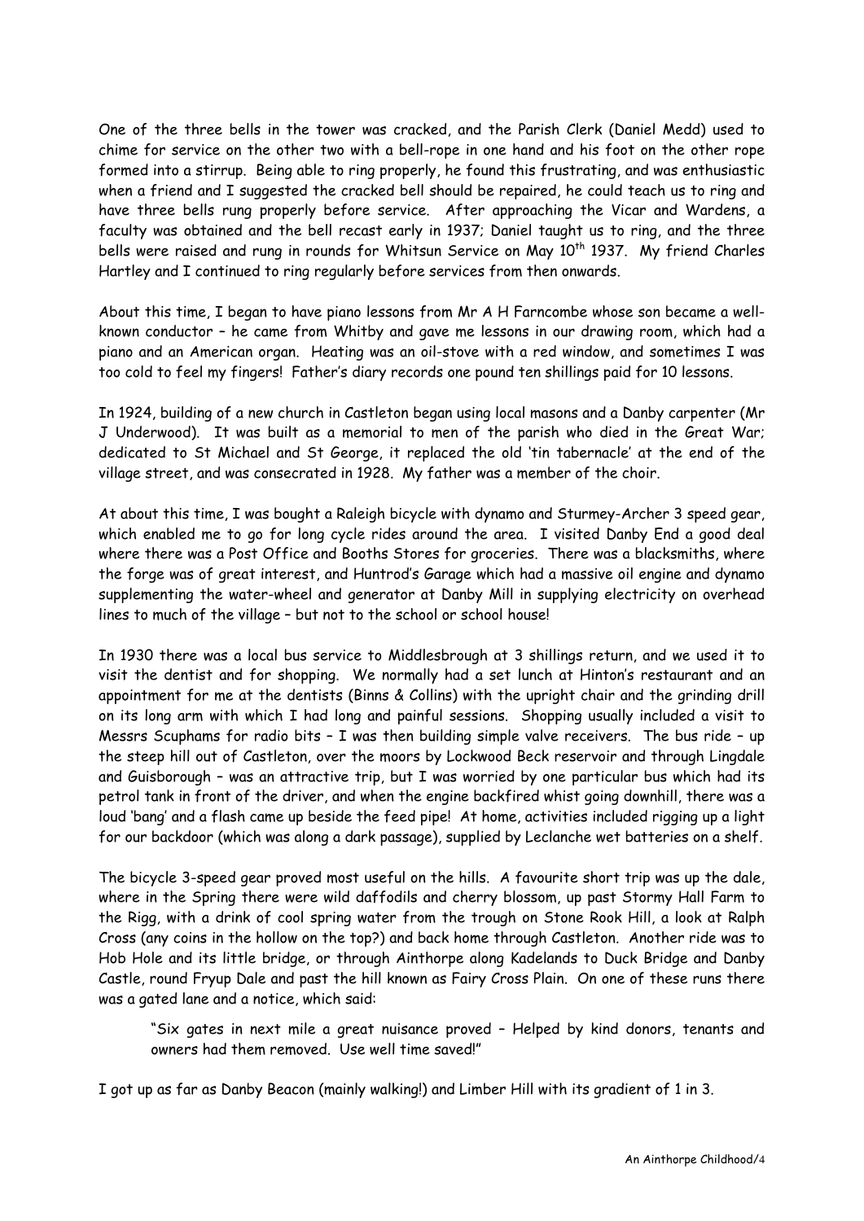One of the three bells in the tower was cracked, and the Parish Clerk (Daniel Medd) used to chime for service on the other two with a bell-rope in one hand and his foot on the other rope formed into a stirrup. Being able to ring properly, he found this frustrating, and was enthusiastic when a friend and I suggested the cracked bell should be repaired, he could teach us to ring and have three bells rung properly before service. After approaching the Vicar and Wardens, a faculty was obtained and the bell recast early in 1937; Daniel taught us to ring, and the three bells were raised and rung in rounds for Whitsun Service on May 10th 1937. My friend Charles Hartley and I continued to ring regularly before services from then onwards.

About this time, I began to have piano lessons from Mr A H Farncombe whose son became a well-known conductor – he came from Whitby and gave me lessons in our drawing room, which had a piano and an American organ. Heating was an oil-stove with a red window, and sometimes I was too cold to feel my fingers! Father's diary records one pound ten shillings paid for 10 lessons.

In 1924, building of a new church in Castleton began using local masons and a Danby carpenter (Mr J Underwood). It was built as a memorial to men of the parish who died in the Great War; dedicated to St Michael and St George, it replaced the old 'tin tabernacle' at the end of the village street, and was consecrated in 1928. My father was a member of the choir.

At about this time, I was bought a Raleigh bicycle with dynamo and Sturmey-Archer 3 speed gear, which enabled me to go for long cycle rides around the area. I visited Danby End a good deal where there was a Post Office and Booths Stores for groceries. There was a blacksmiths, where the forge was of great interest, and Huntrod's Garage which had a massive oil engine and dynamo supplementing the water-wheel and generator at Danby Mill in supplying electricity on overhead lines to much of the village – but not to the school or school house!

In 1930 there was a local bus service to Middlesbrough at 3 shillings return, and we used it to visit the dentist and for shopping. We normally had a set lunch at Hinton's restaurant and an appointment for me at the dentists (Binns & Collins) with the upright chair and the grinding drill on its long arm with which I had long and painful sessions. Shopping usually included a visit to Messrs Scuphams for radio bits – I was then building simple valve receivers. The bus ride – up the steep hill out of Castleton, over the moors by Lockwood Beck reservoir and through Lingdale and Guisborough – was an attractive trip, but I was worried by one particular bus which had its petrol tank in front of the driver, and when the engine backfired whist going downhill, there was a loud 'bang' and a flash came up beside the feed pipe! At home, activities included rigging up a light for our backdoor (which was along a dark passage), supplied by Leclanche wet batteries on a shelf.

The bicycle 3-speed gear proved most useful on the hills. A favourite short trip was up the dale, where in the Spring there were wild daffodils and cherry blossom, up past Stormy Hall Farm to the Rigg, with a drink of cool spring water from the trough on Stone Rook Hill, a look at Ralph Cross (any coins in the hollow on the top?) and back home through Castleton. Another ride was to Hob Hole and its little bridge, or through Ainthorpe along Kadelands to Duck Bridge and Danby Castle, round Fryup Dale and past the hill known as Fairy Cross Plain. On one of these runs there was a gated lane and a notice, which said:

> "Six gates in next mile a great nuisance proved – Helped by kind donors, tenants and owners had them removed. Use well time saved!"

I got up as far as Danby Beacon (mainly walking!) and Limber Hill with its gradient of 1 in 3.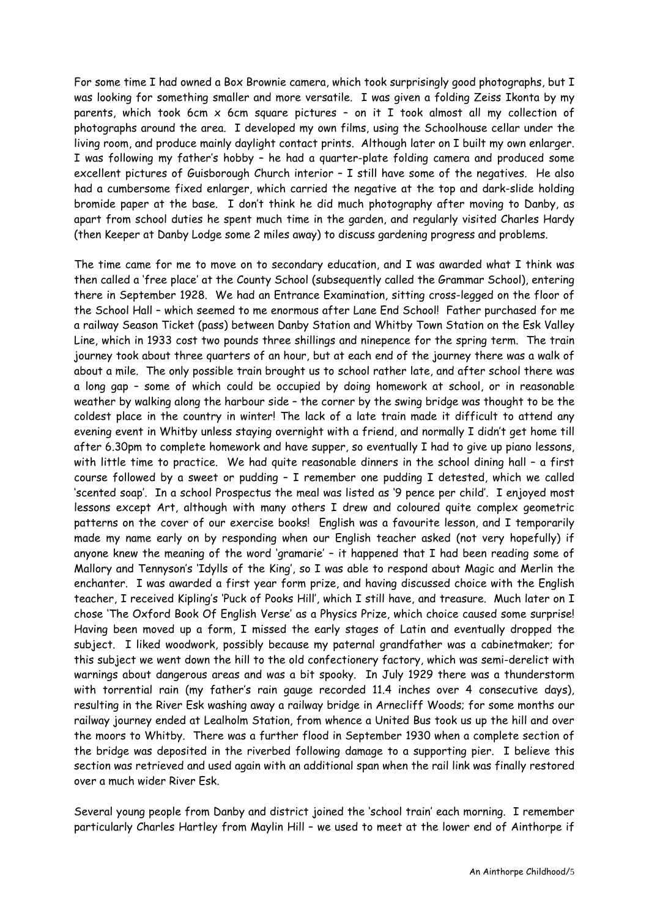For some time I had owned a Box Brownie camera, which took surprisingly good photographs, but I was looking for something smaller and more versatile. I was given a folding Zeiss Ikonta by my parents, which took 6cm x 6cm square pictures – on it I took almost all my collection of photographs around the area. I developed my own films, using the Schoolhouse cellar under the living room, and produce mainly daylight contact prints. Although later on I built my own enlarger. I was following my father's hobby – he had a quarter-plate folding camera and produced some excellent pictures of Guisborough Church interior – I still have some of the negatives. He also had a cumbersome fixed enlarger, which carried the negative at the top and dark-slide holding bromide paper at the base. I don't think he did much photography after moving to Danby, as apart from school duties he spent much time in the garden, and regularly visited Charles Hardy (then Keeper at Danby Lodge some 2 miles away) to discuss gardening progress and problems.

The time came for me to move on to secondary education, and I was awarded what I think was then called a 'free place' at the County School (subsequently called the Grammar School), entering there in September 1928. We had an Entrance Examination, sitting cross-legged on the floor of the School Hall – which seemed to me enormous after Lane End School! Father purchased for me a railway Season Ticket (pass) between Danby Station and Whitby Town Station on the Esk Valley Line, which in 1933 cost two pounds three shillings and ninepence for the spring term. The train journey took about three quarters of an hour, but at each end of the journey there was a walk of about a mile. The only possible train brought us to school rather late, and after school there was a long gap – some of which could be occupied by doing homework at school, or in reasonable weather by walking along the harbour side – the corner by the swing bridge was thought to be the coldest place in the country in winter! The lack of a late train made it difficult to attend any evening event in Whitby unless staying overnight with a friend, and normally I didn't get home till after 6.30pm to complete homework and have supper, so eventually I had to give up piano lessons, with little time to practice. We had quite reasonable dinners in the school dining hall – a first course followed by a sweet or pudding – I remember one pudding I detested, which we called 'scented soap'. In a school Prospectus the meal was listed as '9 pence per child'. I enjoyed most lessons except Art, although with many others I drew and coloured quite complex geometric patterns on the cover of our exercise books! English was a favourite lesson, and I temporarily made my name early on by responding when our English teacher asked (not very hopefully) if anyone knew the meaning of the word 'gramarie' – it happened that I had been reading some of Mallory and Tennyson's 'Idylls of the King', so I was able to respond about Magic and Merlin the enchanter. I was awarded a first year form prize, and having discussed choice with the English teacher, I received Kipling's 'Puck of Pooks Hill', which I still have, and treasure. Much later on I chose 'The Oxford Book Of English Verse' as a Physics Prize, which choice caused some surprise! Having been moved up a form, I missed the early stages of Latin and eventually dropped the subject. I liked woodwork, possibly because my paternal grandfather was a cabinetmaker; for this subject we went down the hill to the old confectionery factory, which was semi-derelict with warnings about dangerous areas and was a bit spooky. In July 1929 there was a thunderstorm with torrential rain (my father's rain gauge recorded 11.4 inches over 4 consecutive days), resulting in the River Esk washing away a railway bridge in Arnecliff Woods; for some months our railway journey ended at Lealholm Station, from whence a United Bus took us up the hill and over the moors to Whitby. There was a further flood in September 1930 when a complete section of the bridge was deposited in the riverbed following damage to a supporting pier. I believe this section was retrieved and used again with an additional span when the rail link was finally restored over a much wider River Esk.

Several young people from Danby and district joined the 'school train' each morning. I remember particularly Charles Hartley from Maylin Hill – we used to meet at the lower end of Ainthorpe if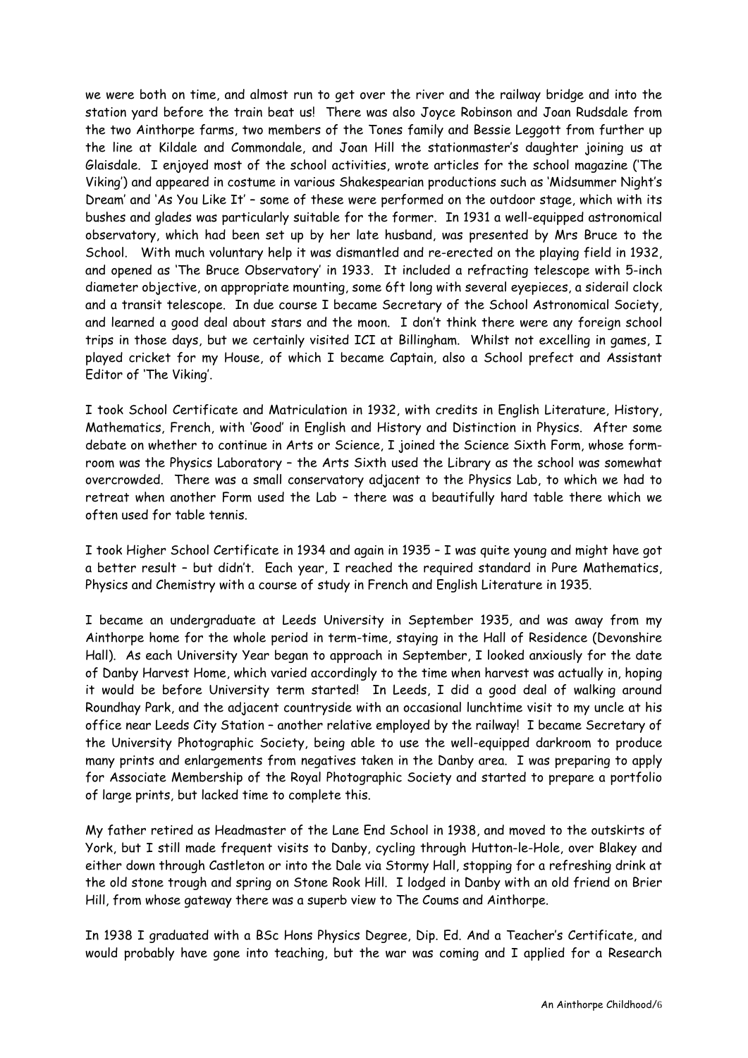we were both on time, and almost run to get over the river and the railway bridge and into the station yard before the train beat us! There was also Joyce Robinson and Joan Rudsdale from the two Ainthorpe farms, two members of the Tones family and Bessie Leggott from further up the line at Kildale and Commondale, and Joan Hill the stationmaster's daughter joining us at Glaisdale. I enjoyed most of the school activities, wrote articles for the school magazine ('The Viking') and appeared in costume in various Shakespearian productions such as 'Midsummer Night's Dream' and 'As You Like It' – some of these were performed on the outdoor stage, which with its bushes and glades was particularly suitable for the former. In 1931 a well-equipped astronomical observatory, which had been set up by her late husband, was presented by Mrs Bruce to the School. With much voluntary help it was dismantled and re-erected on the playing field in 1932, and opened as 'The Bruce Observatory' in 1933. It included a refracting telescope with 5-inch diameter objective, on appropriate mounting, some 6ft long with several eyepieces, a siderail clock and a transit telescope. In due course I became Secretary of the School Astronomical Society, and learned a good deal about stars and the moon. I don't think there were any foreign school trips in those days, but we certainly visited ICI at Billingham. Whilst not excelling in games, I played cricket for my House, of which I became Captain, also a School prefect and Assistant Editor of 'The Viking'.

I took School Certificate and Matriculation in 1932, with credits in English Literature, History, Mathematics, French, with 'Good' in English and History and Distinction in Physics. After some debate on whether to continue in Arts or Science, I joined the Science Sixth Form, whose form-room was the Physics Laboratory – the Arts Sixth used the Library as the school was somewhat overcrowded. There was a small conservatory adjacent to the Physics Lab, to which we had to retreat when another Form used the Lab – there was a beautifully hard table there which we often used for table tennis.

I took Higher School Certificate in 1934 and again in 1935 – I was quite young and might have got a better result – but didn't. Each year, I reached the required standard in Pure Mathematics, Physics and Chemistry with a course of study in French and English Literature in 1935.

I became an undergraduate at Leeds University in September 1935, and was away from my Ainthorpe home for the whole period in term-time, staying in the Hall of Residence (Devonshire Hall). As each University Year began to approach in September, I looked anxiously for the date of Danby Harvest Home, which varied accordingly to the time when harvest was actually in, hoping it would be before University term started! In Leeds, I did a good deal of walking around Roundhay Park, and the adjacent countryside with an occasional lunchtime visit to my uncle at his office near Leeds City Station – another relative employed by the railway! I became Secretary of the University Photographic Society, being able to use the well-equipped darkroom to produce many prints and enlargements from negatives taken in the Danby area. I was preparing to apply for Associate Membership of the Royal Photographic Society and started to prepare a portfolio of large prints, but lacked time to complete this.

My father retired as Headmaster of the Lane End School in 1938, and moved to the outskirts of York, but I still made frequent visits to Danby, cycling through Hutton-le-Hole, over Blakey and either down through Castleton or into the Dale via Stormy Hall, stopping for a refreshing drink at the old stone trough and spring on Stone Rook Hill. I lodged in Danby with an old friend on Brier Hill, from whose gateway there was a superb view to The Coums and Ainthorpe.

In 1938 I graduated with a BSc Hons Physics Degree, Dip. Ed. And a Teacher's Certificate, and would probably have gone into teaching, but the war was coming and I applied for a Research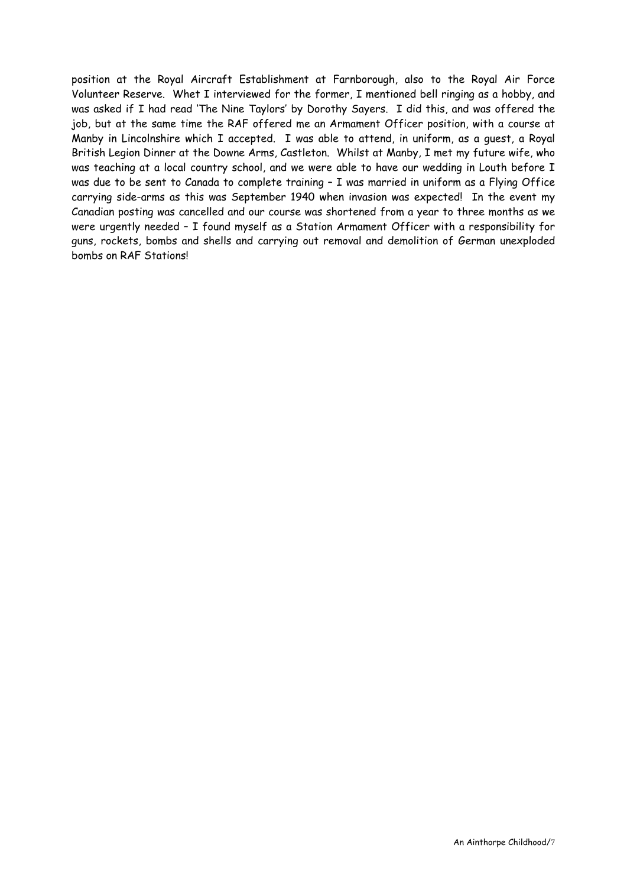position at the Royal Aircraft Establishment at Farnborough, also to the Royal Air Force Volunteer Reserve. Whet I interviewed for the former, I mentioned bell ringing as a hobby, and was asked if I had read 'The Nine Taylors' by Dorothy Sayers. I did this, and was offered the job, but at the same time the RAF offered me an Armament Officer position, with a course at Manby in Lincolnshire which I accepted. I was able to attend, in uniform, as a guest, a Royal British Legion Dinner at the Downe Arms, Castleton. Whilst at Manby, I met my future wife, who was teaching at a local country school, and we were able to have our wedding in Louth before I was due to be sent to Canada to complete training – I was married in uniform as a Flying Office carrying side-arms as this was September 1940 when invasion was expected! In the event my Canadian posting was cancelled and our course was shortened from a year to three months as we were urgently needed – I found myself as a Station Armament Officer with a responsibility for guns, rockets, bombs and shells and carrying out removal and demolition of German unexploded bombs on RAF Stations!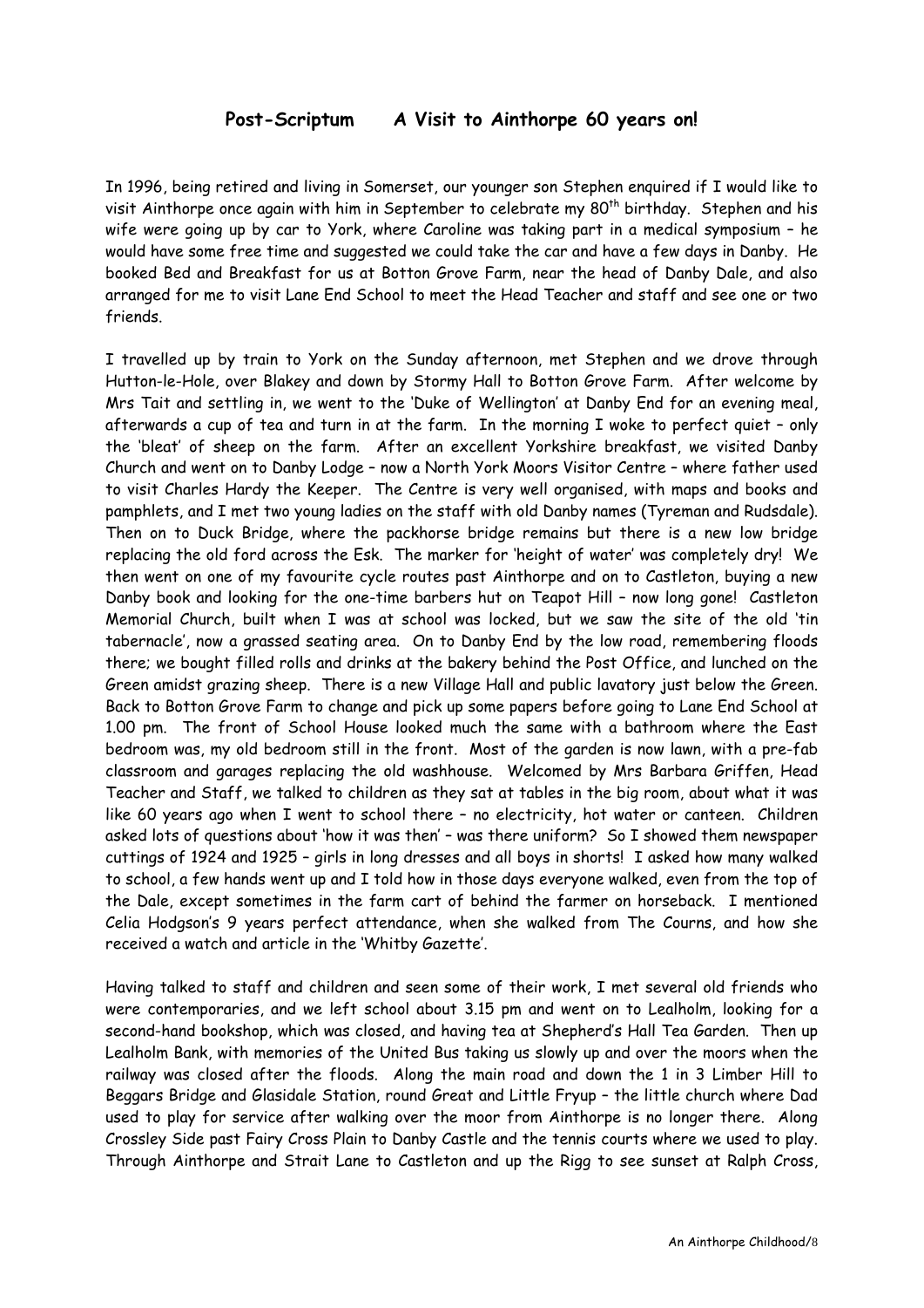## Post-Scriptum A Visit to Ainthorpe 60 years on!

In 1996, being retired and living in Somerset, our younger son Stephen enquired if I would like to visit Ainthorpe once again with him in September to celebrate my 80th birthday. Stephen and his wife were going up by car to York, where Caroline was taking part in a medical symposium – he would have some free time and suggested we could take the car and have a few days in Danby. He booked Bed and Breakfast for us at Botton Grove Farm, near the head of Danby Dale, and also arranged for me to visit Lane End School to meet the Head Teacher and staff and see one or two friends.

I travelled up by train to York on the Sunday afternoon, met Stephen and we drove through Hutton-le-Hole, over Blakey and down by Stormy Hall to Botton Grove Farm. After welcome by Mrs Tait and settling in, we went to the 'Duke of Wellington' at Danby End for an evening meal, afterwards a cup of tea and turn in at the farm. In the morning I woke to perfect quiet – only the 'bleat' of sheep on the farm. After an excellent Yorkshire breakfast, we visited Danby Church and went on to Danby Lodge – now a North York Moors Visitor Centre – where father used to visit Charles Hardy the Keeper. The Centre is very well organised, with maps and books and pamphlets, and I met two young ladies on the staff with old Danby names (Tyreman and Rudsdale). Then on to Duck Bridge, where the packhorse bridge remains but there is a new low bridge replacing the old ford across the Esk. The marker for 'height of water' was completely dry! We then went on one of my favourite cycle routes past Ainthorpe and on to Castleton, buying a new Danby book and looking for the one-time barbers hut on Teapot Hill – now long gone! Castleton Memorial Church, built when I was at school was locked, but we saw the site of the old 'tin tabernacle', now a grassed seating area. On to Danby End by the low road, remembering floods there; we bought filled rolls and drinks at the bakery behind the Post Office, and lunched on the Green amidst grazing sheep. There is a new Village Hall and public lavatory just below the Green. Back to Botton Grove Farm to change and pick up some papers before going to Lane End School at 1.00 pm. The front of School House looked much the same with a bathroom where the East bedroom was, my old bedroom still in the front. Most of the garden is now lawn, with a pre-fab classroom and garages replacing the old washhouse. Welcomed by Mrs Barbara Griffen, Head Teacher and Staff, we talked to children as they sat at tables in the big room, about what it was like 60 years ago when I went to school there – no electricity, hot water or canteen. Children asked lots of questions about 'how it was then' – was there uniform? So I showed them newspaper cuttings of 1924 and 1925 – girls in long dresses and all boys in shorts! I asked how many walked to school, a few hands went up and I told how in those days everyone walked, even from the top of the Dale, except sometimes in the farm cart of behind the farmer on horseback. I mentioned Celia Hodgson's 9 years perfect attendance, when she walked from The Courns, and how she received a watch and article in the 'Whitby Gazette'.

Having talked to staff and children and seen some of their work, I met several old friends who were contemporaries, and we left school about 3.15 pm and went on to Lealholm, looking for a second-hand bookshop, which was closed, and having tea at Shepherd's Hall Tea Garden. Then up Lealholm Bank, with memories of the United Bus taking us slowly up and over the moors when the railway was closed after the floods. Along the main road and down the 1 in 3 Limber Hill to Beggars Bridge and Glasidale Station, round Great and Little Fryup – the little church where Dad used to play for service after walking over the moor from Ainthorpe is no longer there. Along Crossley Side past Fairy Cross Plain to Danby Castle and the tennis courts where we used to play. Through Ainthorpe and Strait Lane to Castleton and up the Rigg to see sunset at Ralph Cross,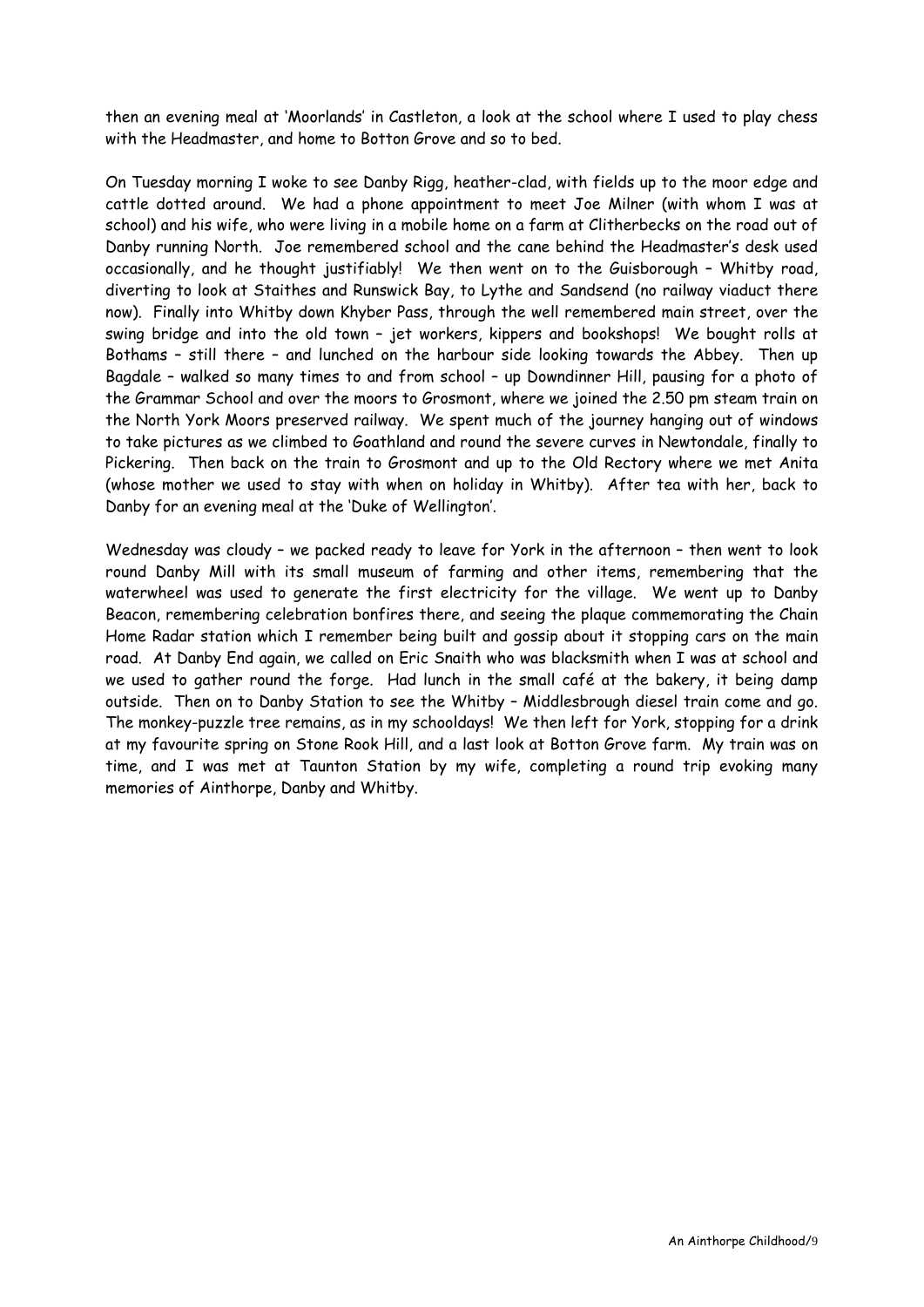then an evening meal at 'Moorlands' in Castleton, a look at the school where I used to play chess with the Headmaster, and home to Botton Grove and so to bed.

On Tuesday morning I woke to see Danby Rigg, heather-clad, with fields up to the moor edge and cattle dotted around. We had a phone appointment to meet Joe Milner (with whom I was at school) and his wife, who were living in a mobile home on a farm at Clitherbecks on the road out of Danby running North. Joe remembered school and the cane behind the Headmaster's desk used occasionally, and he thought justifiably! We then went on to the Guisborough – Whitby road, diverting to look at Staithes and Runswick Bay, to Lythe and Sandsend (no railway viaduct there now). Finally into Whitby down Khyber Pass, through the well remembered main street, over the swing bridge and into the old town – jet workers, kippers and bookshops! We bought rolls at Bothams – still there – and lunched on the harbour side looking towards the Abbey. Then up Bagdale – walked so many times to and from school – up Downdinner Hill, pausing for a photo of the Grammar School and over the moors to Grosmont, where we joined the 2.50 pm steam train on the North York Moors preserved railway. We spent much of the journey hanging out of windows to take pictures as we climbed to Goathland and round the severe curves in Newtondale, finally to Pickering. Then back on the train to Grosmont and up to the Old Rectory where we met Anita (whose mother we used to stay with when on holiday in Whitby). After tea with her, back to Danby for an evening meal at the 'Duke of Wellington'.

Wednesday was cloudy – we packed ready to leave for York in the afternoon – then went to look round Danby Mill with its small museum of farming and other items, remembering that the waterwheel was used to generate the first electricity for the village. We went up to Danby Beacon, remembering celebration bonfires there, and seeing the plaque commemorating the Chain Home Radar station which I remember being built and gossip about it stopping cars on the main road. At Danby End again, we called on Eric Snaith who was blacksmith when I was at school and we used to gather round the forge. Had lunch in the small café at the bakery, it being damp outside. Then on to Danby Station to see the Whitby – Middlesbrough diesel train come and go. The monkey-puzzle tree remains, as in my schooldays! We then left for York, stopping for a drink at my favourite spring on Stone Rook Hill, and a last look at Botton Grove farm. My train was on time, and I was met at Taunton Station by my wife, completing a round trip evoking many memories of Ainthorpe, Danby and Whitby.